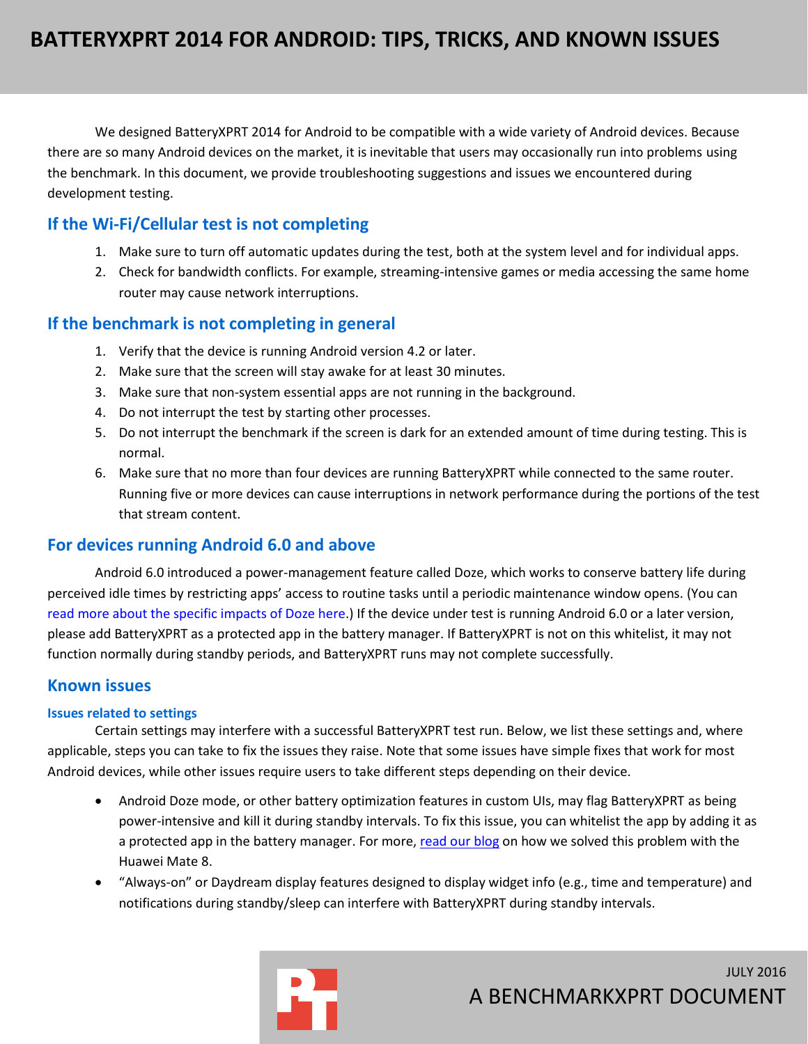# BATTERYXPRT 2014 FOR ANDROID: TIPS, TRICKS, AND KNOWN ISSUES

We designed BatteryXPRT 2014 for Android to be compatible with a wide variety of Android devices. Because there are so many Android devices on the market, it is inevitable that users may occasionally run into problems using the benchmark. In this document, we provide troubleshooting suggestions and issues we encountered during development testing.

## If the Wi-Fi/Cellular test is not completing

1. Make sure to turn off automatic updates during the test, both at the system level and for individual apps.
2. Check for bandwidth conflicts. For example, streaming-intensive games or media accessing the same home router may cause network interruptions.

## If the benchmark is not completing in general

1. Verify that the device is running Android version 4.2 or later.
2. Make sure that the screen will stay awake for at least 30 minutes.
3. Make sure that non-system essential apps are not running in the background.
4. Do not interrupt the test by starting other processes.
5. Do not interrupt the benchmark if the screen is dark for an extended amount of time during testing. This is normal.
6. Make sure that no more than four devices are running BatteryXPRT while connected to the same router. Running five or more devices can cause interruptions in network performance during the portions of the test that stream content.

## For devices running Android 6.0 and above

Android 6.0 introduced a power-management feature called Doze, which works to conserve battery life during perceived idle times by restricting apps' access to routine tasks until a periodic maintenance window opens. (You can read more about the specific impacts of Doze here.) If the device under test is running Android 6.0 or a later version, please add BatteryXPRT as a protected app in the battery manager. If BatteryXPRT is not on this whitelist, it may not function normally during standby periods, and BatteryXPRT runs may not complete successfully.

## Known issues

### Issues related to settings

Certain settings may interfere with a successful BatteryXPRT test run. Below, we list these settings and, where applicable, steps you can take to fix the issues they raise. Note that some issues have simple fixes that work for most Android devices, while other issues require users to take different steps depending on their device.

- Android Doze mode, or other battery optimization features in custom UIs, may flag BatteryXPRT as being power-intensive and kill it during standby intervals. To fix this issue, you can whitelist the app by adding it as a protected app in the battery manager. For more, read our blog on how we solved this problem with the Huawei Mate 8.
- "Always-on" or Daydream display features designed to display widget info (e.g., time and temperature) and notifications during standby/sleep can interfere with BatteryXPRT during standby intervals.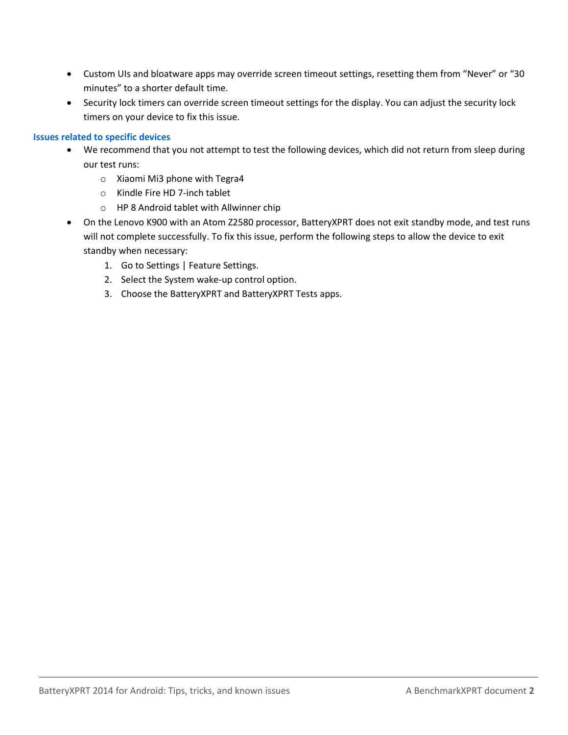- Custom UIs and bloatware apps may override screen timeout settings, resetting them from “Never” or “30 minutes” to a shorter default time.
- Security lock timers can override screen timeout settings for the display. You can adjust the security lock timers on your device to fix this issue.

### Issues related to specific devices

- We recommend that you not attempt to test the following devices, which did not return from sleep during our test runs:
  - Xiaomi Mi3 phone with Tegra4
  - Kindle Fire HD 7-inch tablet
  - HP 8 Android tablet with Allwinner chip
- On the Lenovo K900 with an Atom Z2580 processor, BatteryXPRT does not exit standby mode, and test runs will not complete successfully. To fix this issue, perform the following steps to allow the device to exit standby when necessary:
  1. Go to Settings | Feature Settings.
  2. Select the System wake-up control option.
  3. Choose the BatteryXPRT and BatteryXPRT Tests apps.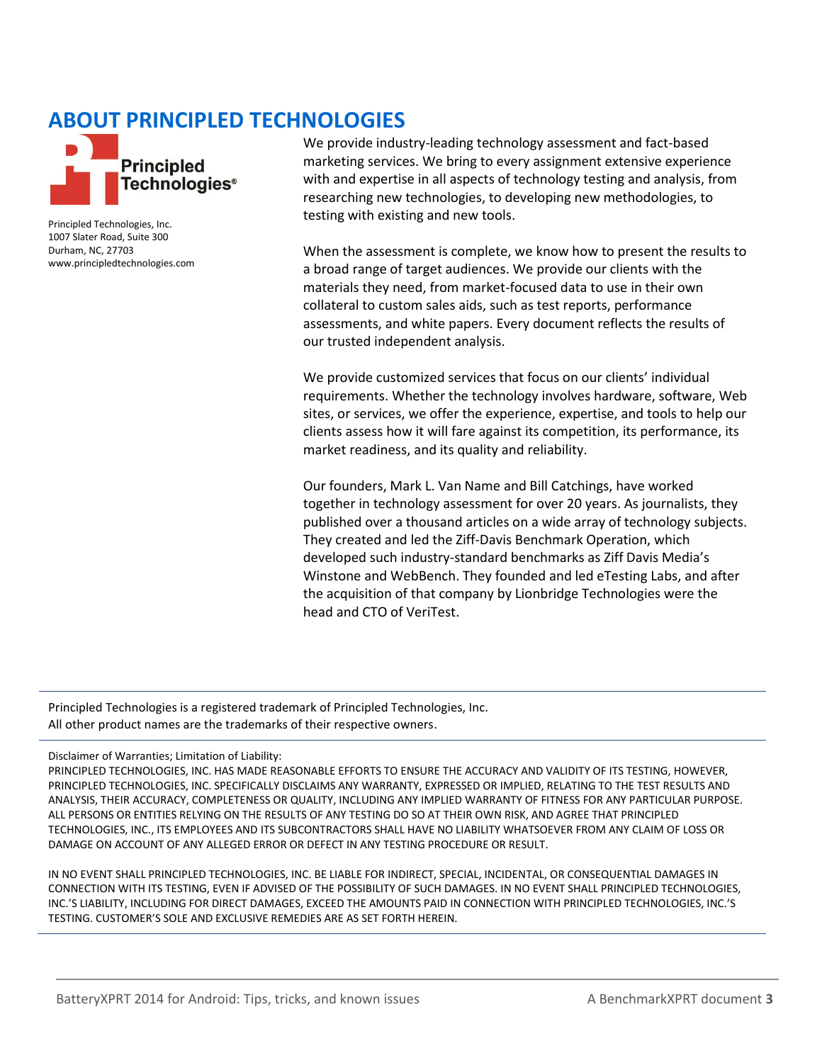# ABOUT PRINCIPLED TECHNOLOGIES

Principled Technologies, Inc.
1007 Slater Road, Suite 300
Durham, NC, 27703
www.principledtechnologies.com

We provide industry-leading technology assessment and fact-based marketing services. We bring to every assignment extensive experience with and expertise in all aspects of technology testing and analysis, from researching new technologies, to developing new methodologies, to testing with existing and new tools.

When the assessment is complete, we know how to present the results to a broad range of target audiences. We provide our clients with the materials they need, from market-focused data to use in their own collateral to custom sales aids, such as test reports, performance assessments, and white papers. Every document reflects the results of our trusted independent analysis.

We provide customized services that focus on our clients' individual requirements. Whether the technology involves hardware, software, Web sites, or services, we offer the experience, expertise, and tools to help our clients assess how it will fare against its competition, its performance, its market readiness, and its quality and reliability.

Our founders, Mark L. Van Name and Bill Catchings, have worked together in technology assessment for over 20 years. As journalists, they published over a thousand articles on a wide array of technology subjects. They created and led the Ziff-Davis Benchmark Operation, which developed such industry-standard benchmarks as Ziff Davis Media's Winstone and WebBench. They founded and led eTesting Labs, and after the acquisition of that company by Lionbridge Technologies were the head and CTO of VeriTest.

---

Principled Technologies is a registered trademark of Principled Technologies, Inc.
All other product names are the trademarks of their respective owners.

---

Disclaimer of Warranties; Limitation of Liability:
PRINCIPLED TECHNOLOGIES, INC. HAS MADE REASONABLE EFFORTS TO ENSURE THE ACCURACY AND VALIDITY OF ITS TESTING, HOWEVER, PRINCIPLED TECHNOLOGIES, INC. SPECIFICALLY DISCLAIMS ANY WARRANTY, EXPRESSED OR IMPLIED, RELATING TO THE TEST RESULTS AND ANALYSIS, THEIR ACCURACY, COMPLETENESS OR QUALITY, INCLUDING ANY IMPLIED WARRANTY OF FITNESS FOR ANY PARTICULAR PURPOSE. ALL PERSONS OR ENTITIES RELYING ON THE RESULTS OF ANY TESTING DO SO AT THEIR OWN RISK, AND AGREE THAT PRINCIPLED TECHNOLOGIES, INC., ITS EMPLOYEES AND ITS SUBCONTRACTORS SHALL HAVE NO LIABILITY WHATSOEVER FROM ANY CLAIM OF LOSS OR DAMAGE ON ACCOUNT OF ANY ALLEGED ERROR OR DEFECT IN ANY TESTING PROCEDURE OR RESULT.

IN NO EVENT SHALL PRINCIPLED TECHNOLOGIES, INC. BE LIABLE FOR INDIRECT, SPECIAL, INCIDENTAL, OR CONSEQUENTIAL DAMAGES IN CONNECTION WITH ITS TESTING, EVEN IF ADVISED OF THE POSSIBILITY OF SUCH DAMAGES. IN NO EVENT SHALL PRINCIPLED TECHNOLOGIES, INC.'S LIABILITY, INCLUDING FOR DIRECT DAMAGES, EXCEED THE AMOUNTS PAID IN CONNECTION WITH PRINCIPLED TECHNOLOGIES, INC.'S TESTING. CUSTOMER'S SOLE AND EXCLUSIVE REMEDIES ARE AS SET FORTH HEREIN.